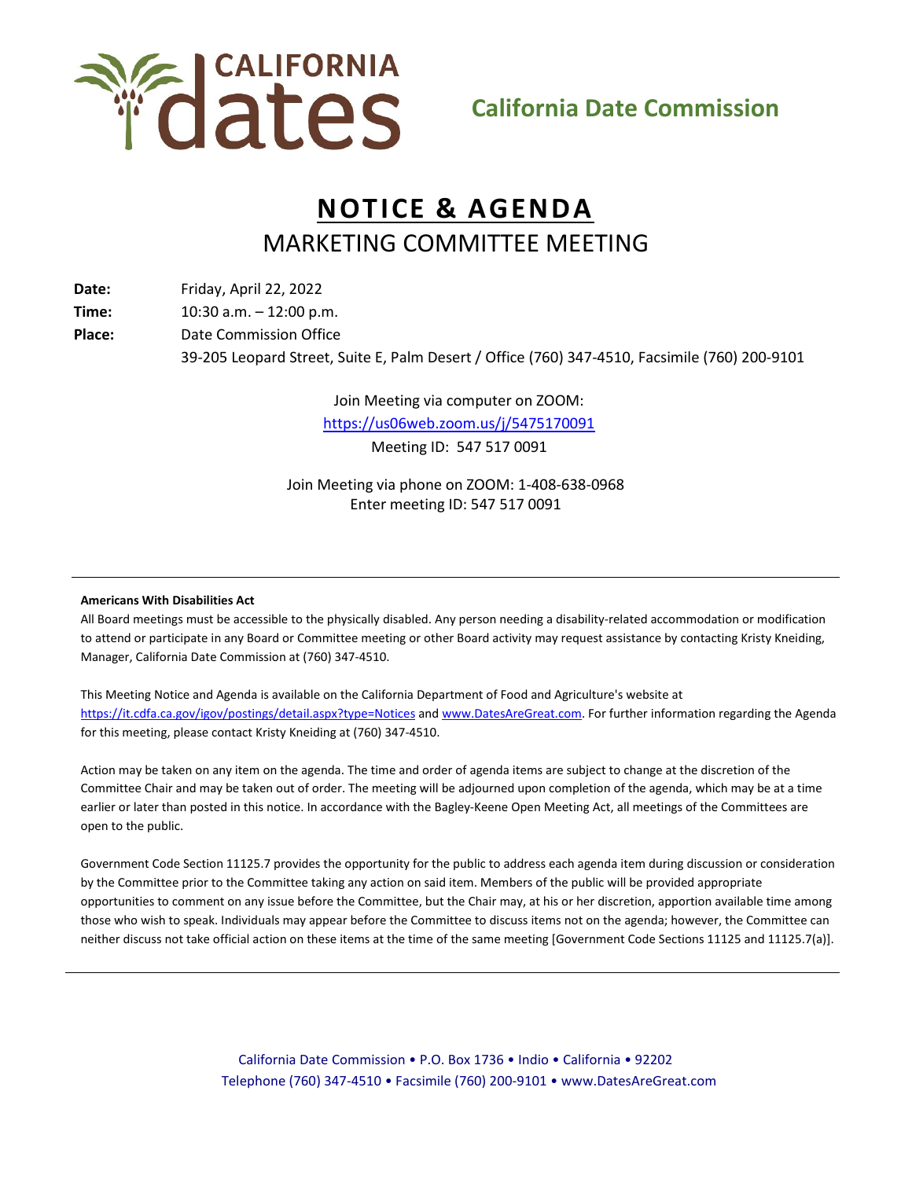CALIFORNIA dates

**California Date Commission**

# NOTICE & AGENDA

## MARKETING COMMITTEE MEETING

**Date:** Friday, April 22, 2022

**Time:** 10:30 a.m. – 12:00 p.m.

**Place:** Date Commission Office
39-205 Leopard Street, Suite E, Palm Desert / Office (760) 347-4510, Facsimile (760) 200-9101

Join Meeting via computer on ZOOM:
https://us06web.zoom.us/j/5475170091
Meeting ID: 547 517 0091

Join Meeting via phone on ZOOM: 1-408-638-0968
Enter meeting ID: 547 517 0091

---

**Americans With Disabilities Act**

All Board meetings must be accessible to the physically disabled. Any person needing a disability-related accommodation or modification to attend or participate in any Board or Committee meeting or other Board activity may request assistance by contacting Kristy Kneiding, Manager, California Date Commission at (760) 347-4510.

This Meeting Notice and Agenda is available on the California Department of Food and Agriculture's website at https://it.cdfa.ca.gov/igov/postings/detail.aspx?type=Notices and www.DatesAreGreat.com. For further information regarding the Agenda for this meeting, please contact Kristy Kneiding at (760) 347-4510.

Action may be taken on any item on the agenda. The time and order of agenda items are subject to change at the discretion of the Committee Chair and may be taken out of order. The meeting will be adjourned upon completion of the agenda, which may be at a time earlier or later than posted in this notice. In accordance with the Bagley-Keene Open Meeting Act, all meetings of the Committees are open to the public.

Government Code Section 11125.7 provides the opportunity for the public to address each agenda item during discussion or consideration by the Committee prior to the Committee taking any action on said item. Members of the public will be provided appropriate opportunities to comment on any issue before the Committee, but the Chair may, at his or her discretion, apportion available time among those who wish to speak. Individuals may appear before the Committee to discuss items not on the agenda; however, the Committee can neither discuss not take official action on these items at the time of the same meeting [Government Code Sections 11125 and 11125.7(a)].

---

California Date Commission • P.O. Box 1736 • Indio • California • 92202
Telephone (760) 347-4510 • Facsimile (760) 200-9101 • www.DatesAreGreat.com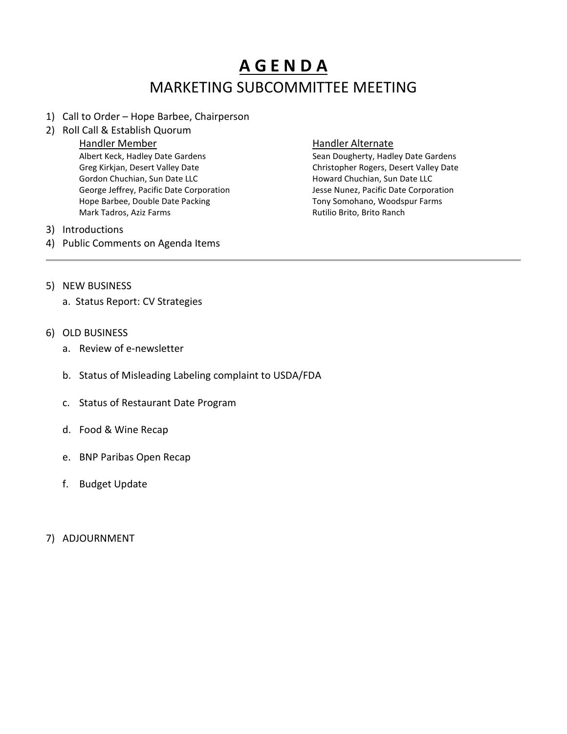# A G E N D A

## MARKETING SUBCOMMITTEE MEETING

1) Call to Order – Hope Barbee, Chairperson
2) Roll Call & Establish Quorum

| Handler Member | Handler Alternate |
|---|---|
| Albert Keck, Hadley Date Gardens | Sean Dougherty, Hadley Date Gardens |
| Greg Kirkjan, Desert Valley Date | Christopher Rogers, Desert Valley Date |
| Gordon Chuchian, Sun Date LLC | Howard Chuchian, Sun Date LLC |
| George Jeffrey, Pacific Date Corporation | Jesse Nunez, Pacific Date Corporation |
| Hope Barbee, Double Date Packing | Tony Somohano, Woodspur Farms |
| Mark Tadros, Aziz Farms | Rutilio Brito, Brito Ranch |

3) Introductions
4) Public Comments on Agenda Items

---

5) NEW BUSINESS
   a. Status Report: CV Strategies

6) OLD BUSINESS
   a. Review of e-newsletter
   b. Status of Misleading Labeling complaint to USDA/FDA
   c. Status of Restaurant Date Program
   d. Food & Wine Recap
   e. BNP Paribas Open Recap
   f. Budget Update

7) ADJOURNMENT